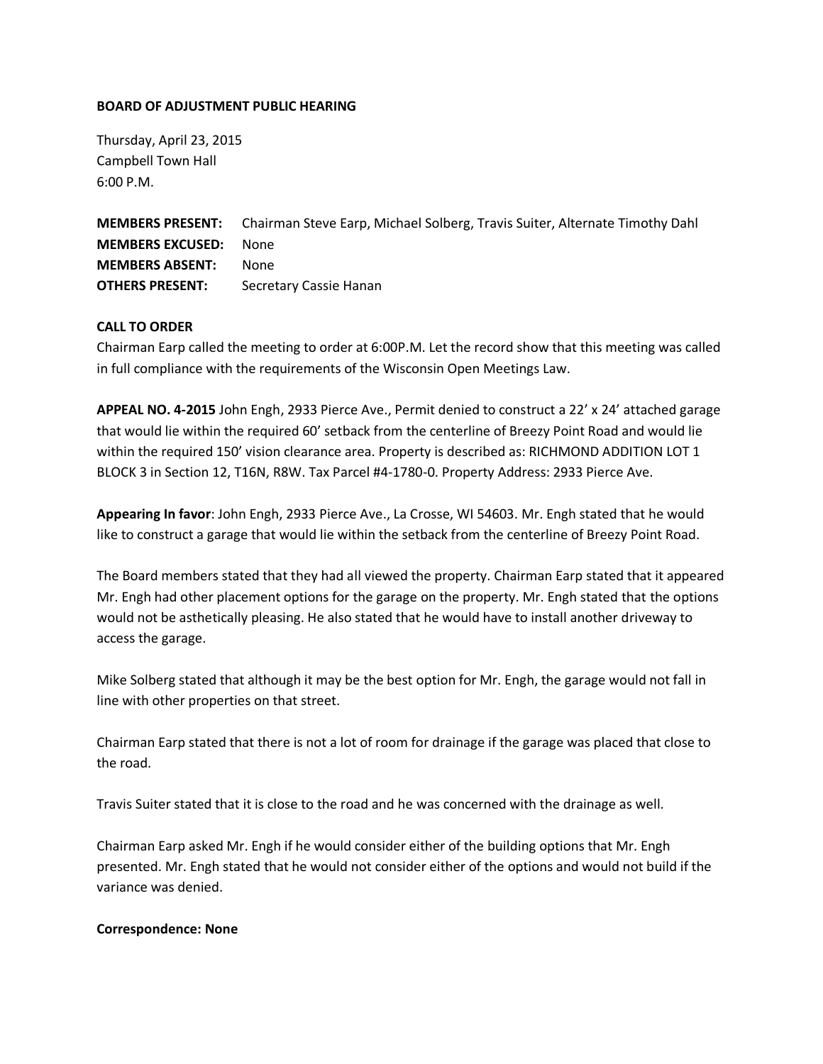**BOARD OF ADJUSTMENT PUBLIC HEARING**

Thursday, April 23, 2015
Campbell Town Hall
6:00 P.M.

**MEMBERS PRESENT:** Chairman Steve Earp, Michael Solberg, Travis Suiter, Alternate Timothy Dahl
**MEMBERS EXCUSED:** None
**MEMBERS ABSENT:** None
**OTHERS PRESENT:** Secretary Cassie Hanan

**CALL TO ORDER**
Chairman Earp called the meeting to order at 6:00P.M. Let the record show that this meeting was called in full compliance with the requirements of the Wisconsin Open Meetings Law.

**APPEAL NO. 4-2015** John Engh, 2933 Pierce Ave., Permit denied to construct a 22' x 24' attached garage that would lie within the required 60' setback from the centerline of Breezy Point Road and would lie within the required 150' vision clearance area. Property is described as: RICHMOND ADDITION LOT 1 BLOCK 3 in Section 12, T16N, R8W. Tax Parcel #4-1780-0. Property Address: 2933 Pierce Ave.

**Appearing In favor**: John Engh, 2933 Pierce Ave., La Crosse, WI 54603. Mr. Engh stated that he would like to construct a garage that would lie within the setback from the centerline of Breezy Point Road.

The Board members stated that they had all viewed the property. Chairman Earp stated that it appeared Mr. Engh had other placement options for the garage on the property. Mr. Engh stated that the options would not be asthetically pleasing. He also stated that he would have to install another driveway to access the garage.

Mike Solberg stated that although it may be the best option for Mr. Engh, the garage would not fall in line with other properties on that street.

Chairman Earp stated that there is not a lot of room for drainage if the garage was placed that close to the road.

Travis Suiter stated that it is close to the road and he was concerned with the drainage as well.

Chairman Earp asked Mr. Engh if he would consider either of the building options that Mr. Engh presented. Mr. Engh stated that he would not consider either of the options and would not build if the variance was denied.

**Correspondence: None**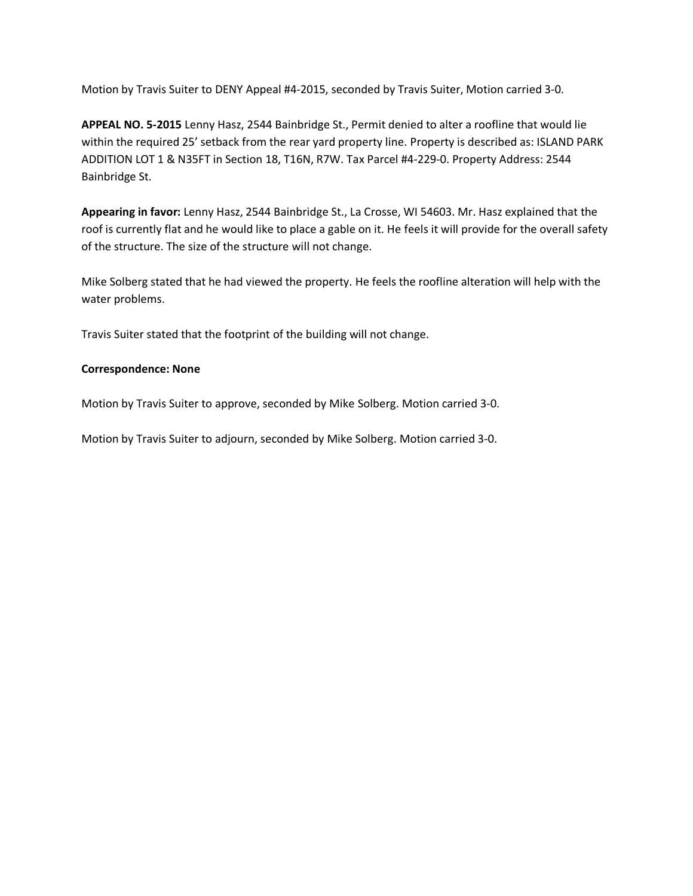Motion by Travis Suiter to DENY Appeal #4-2015, seconded by Travis Suiter, Motion carried 3-0.

**APPEAL NO. 5-2015** Lenny Hasz, 2544 Bainbridge St., Permit denied to alter a roofline that would lie within the required 25' setback from the rear yard property line. Property is described as: ISLAND PARK ADDITION LOT 1 & N35FT in Section 18, T16N, R7W. Tax Parcel #4-229-0. Property Address: 2544 Bainbridge St.

**Appearing in favor:** Lenny Hasz, 2544 Bainbridge St., La Crosse, WI 54603. Mr. Hasz explained that the roof is currently flat and he would like to place a gable on it. He feels it will provide for the overall safety of the structure. The size of the structure will not change.

Mike Solberg stated that he had viewed the property. He feels the roofline alteration will help with the water problems.

Travis Suiter stated that the footprint of the building will not change.

**Correspondence: None**

Motion by Travis Suiter to approve, seconded by Mike Solberg. Motion carried 3-0.

Motion by Travis Suiter to adjourn, seconded by Mike Solberg. Motion carried 3-0.